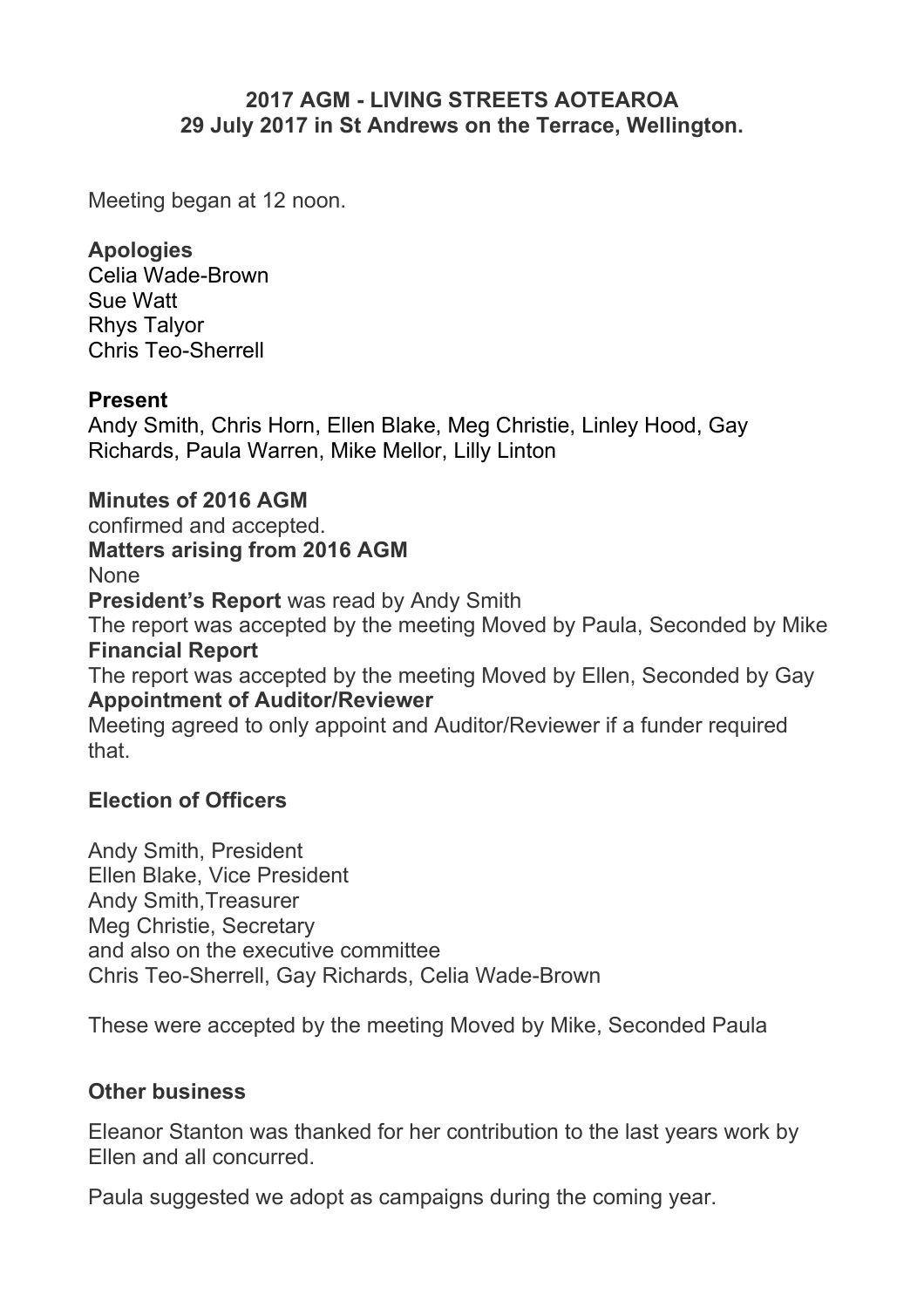**2017 AGM - LIVING STREETS AOTEAROA**
**29 July 2017 in St Andrews on the Terrace, Wellington.**

Meeting began at 12 noon.

**Apologies**
Celia Wade-Brown
Sue Watt
Rhys Talyor
Chris Teo-Sherrell

**Present**
Andy Smith, Chris Horn, Ellen Blake, Meg Christie, Linley Hood, Gay Richards, Paula Warren, Mike Mellor, Lilly Linton

**Minutes of 2016 AGM**
confirmed and accepted.
**Matters arising from 2016 AGM**
None
**President's Report** was read by Andy Smith
The report was accepted by the meeting Moved by Paula, Seconded by Mike
**Financial Report**
The report was accepted by the meeting Moved by Ellen, Seconded by Gay
**Appointment of Auditor/Reviewer**
Meeting agreed to only appoint and Auditor/Reviewer if a funder required that.

**Election of Officers**

Andy Smith, President
Ellen Blake, Vice President
Andy Smith,Treasurer
Meg Christie, Secretary
and also on the executive committee
Chris Teo-Sherrell, Gay Richards, Celia Wade-Brown

These were accepted by the meeting Moved by Mike, Seconded Paula

**Other business**

Eleanor Stanton was thanked for her contribution to the last years work by Ellen and all concurred.

Paula suggested we adopt as campaigns during the coming year.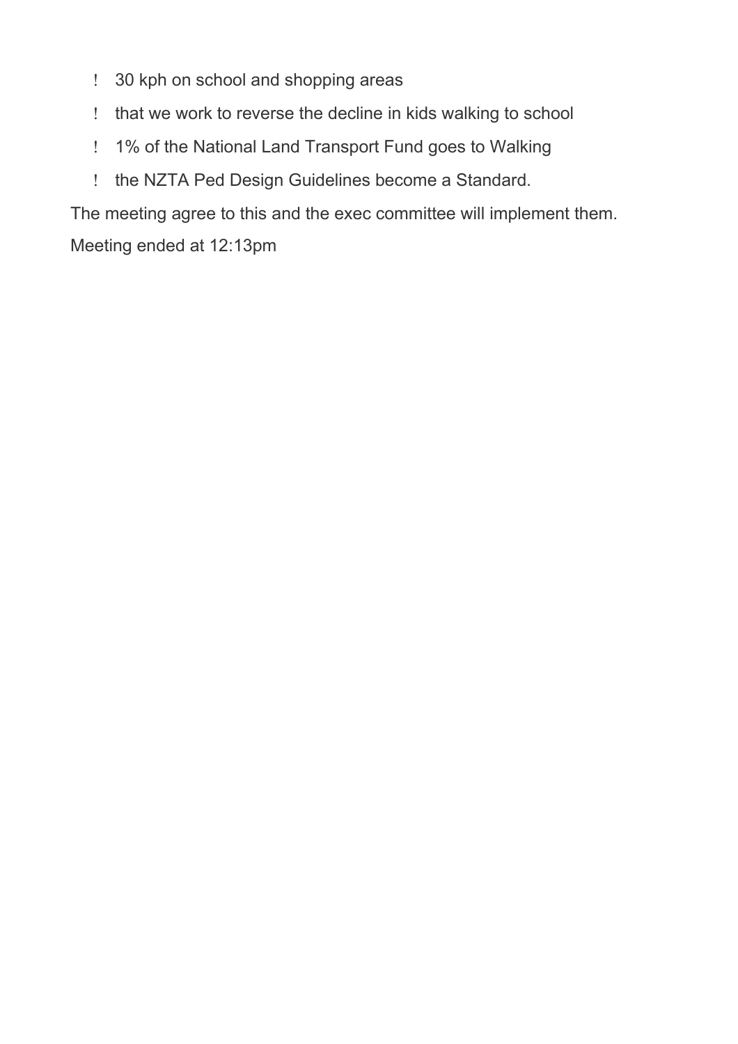- 30 kph on school and shopping areas
- that we work to reverse the decline in kids walking to school
- 1% of the National Land Transport Fund goes to Walking
- the NZTA Ped Design Guidelines become a Standard.

The meeting agree to this and the exec committee will implement them.

Meeting ended at 12:13pm